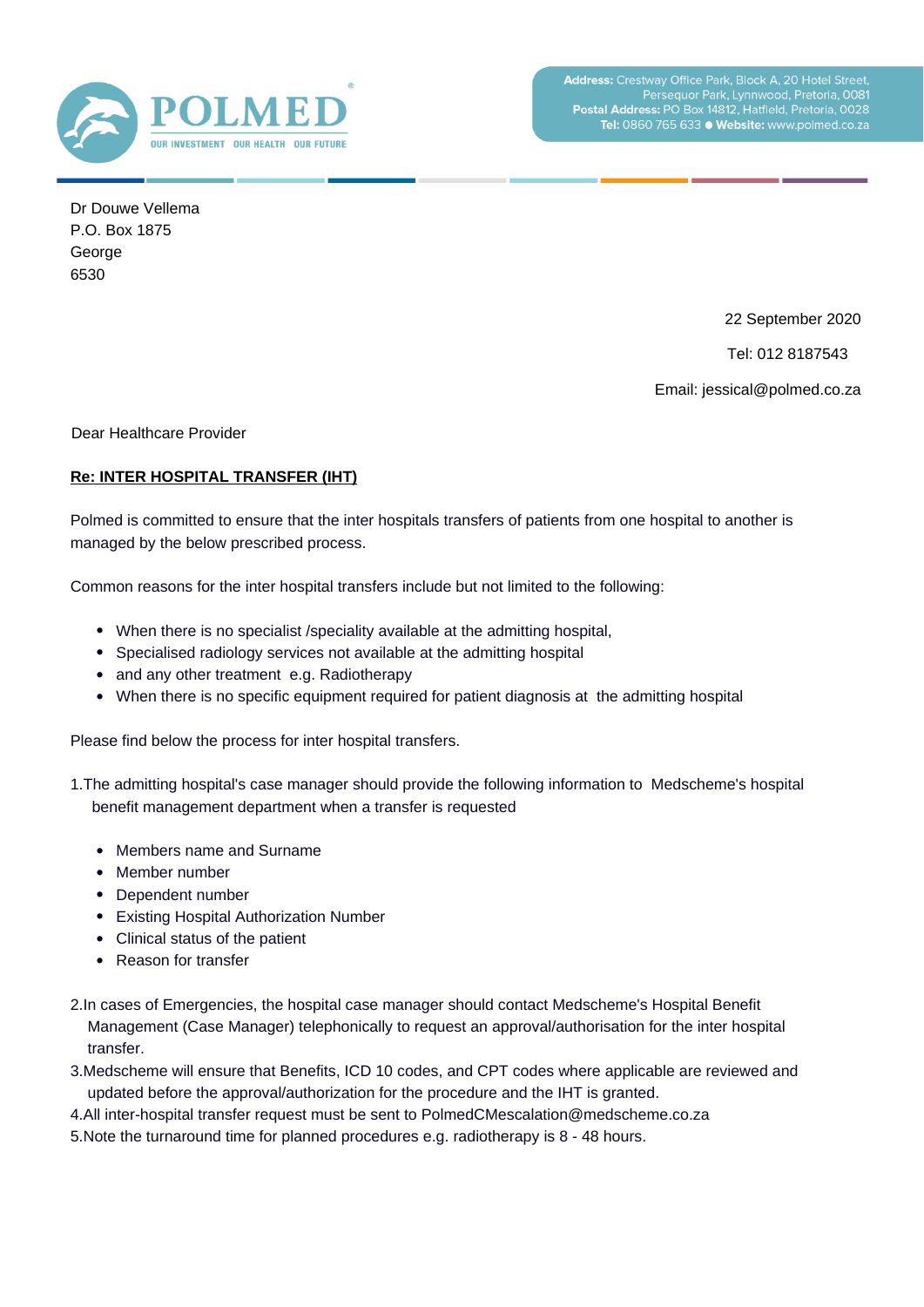POLMED®

OUR INVESTMENT OUR HEALTH OUR FUTURE

**Address:** Crestway Office Park, Block A, 20 Hotel Street, Persequor Park, Lynnwood, Pretoria, 0081
**Postal Address:** PO Box 14812, Hatfield, Pretoria, 0028
**Tel:** 0860 765 633 ● **Website:** www.polmed.co.za

Dr Douwe Vellema
P.O. Box 1875
George
6530

22 September 2020

Tel: 012 8187543

Email: jessical@polmed.co.za

Dear Healthcare Provider

**Re: INTER HOSPITAL TRANSFER (IHT)**

Polmed is committed to ensure that the inter hospitals transfers of patients from one hospital to another is managed by the below prescribed process.

Common reasons for the inter hospital transfers include but not limited to the following:

- When there is no specialist /speciality available at the admitting hospital,
- Specialised radiology services not available at the admitting hospital
- and any other treatment e.g. Radiotherapy
- When there is no specific equipment required for patient diagnosis at the admitting hospital

Please find below the process for inter hospital transfers.

1. The admitting hospital's case manager should provide the following information to Medscheme's hospital benefit management department when a transfer is requested
   - Members name and Surname
   - Member number
   - Dependent number
   - Existing Hospital Authorization Number
   - Clinical status of the patient
   - Reason for transfer
2. In cases of Emergencies, the hospital case manager should contact Medscheme's Hospital Benefit Management (Case Manager) telephonically to request an approval/authorisation for the inter hospital transfer.
3. Medscheme will ensure that Benefits, ICD 10 codes, and CPT codes where applicable are reviewed and updated before the approval/authorization for the procedure and the IHT is granted.
4. All inter-hospital transfer request must be sent to PolmedCMescalation@medscheme.co.za
5. Note the turnaround time for planned procedures e.g. radiotherapy is 8 - 48 hours.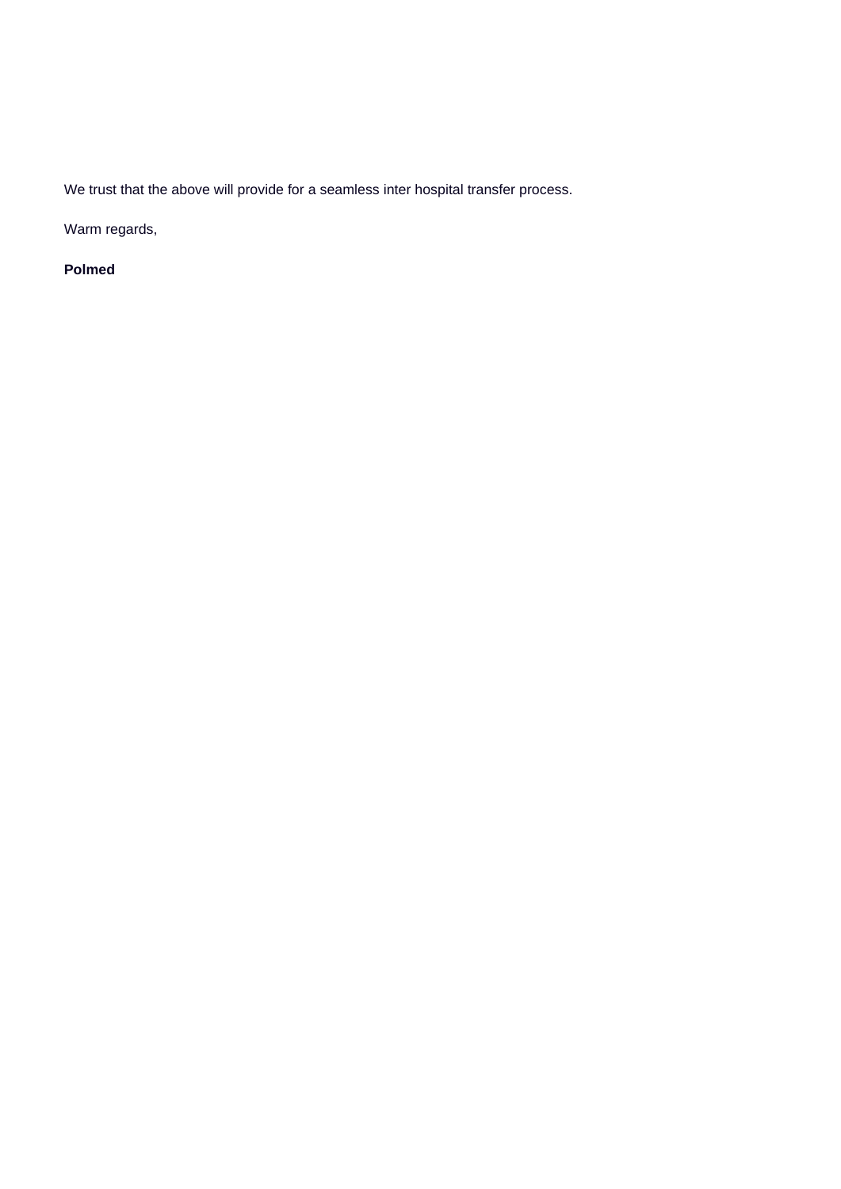We trust that the above will provide for a seamless inter hospital transfer process.

Warm regards,

**Polmed**